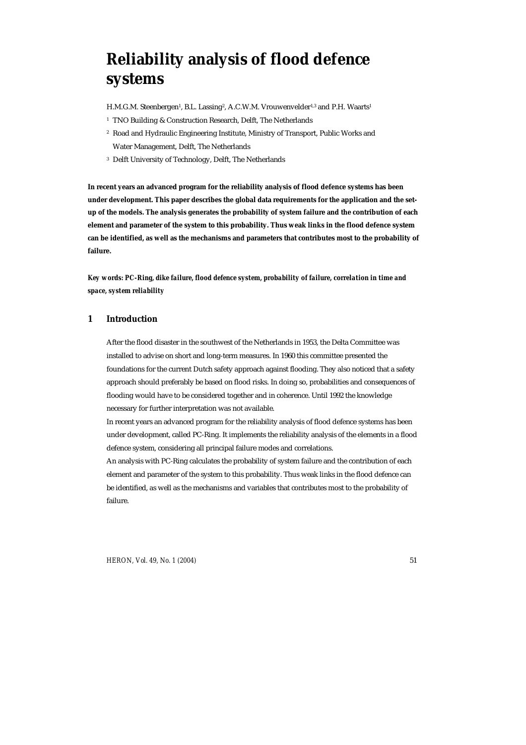# Reliability analysis of flood defence systems

H.M.G.M. Steenbergen[1], B.L. Lassing[2], A.C.W.M. Vrouwenvelder[1,3] and P.H. Waarts[1]

[1] TNO Building & Construction Research, Delft, The Netherlands

[2] Road and Hydraulic Engineering Institute, Ministry of Transport, Public Works and Water Management, Delft, The Netherlands

[3] Delft University of Technology, Delft, The Netherlands

**In recent years an advanced program for the reliability analysis of flood defence systems has been under development. This paper describes the global data requirements for the application and the set-up of the models. The analysis generates the probability of system failure and the contribution of each element and parameter of the system to this probability. Thus weak links in the flood defence system can be identified, as well as the mechanisms and parameters that contributes most to the probability of failure.**

***Key words: PC-Ring, dike failure, flood defence system, probability of failure, correlation in time and space, system reliability***

## 1 Introduction

After the flood disaster in the southwest of the Netherlands in 1953, the Delta Committee was installed to advise on short and long-term measures. In 1960 this committee presented the foundations for the current Dutch safety approach against flooding. They also noticed that a safety approach should preferably be based on flood risks. In doing so, probabilities and consequences of flooding would have to be considered together and in coherence. Until 1992 the knowledge necessary for further interpretation was not available.

In recent years an advanced program for the reliability analysis of flood defence systems has been under development, called PC-Ring. It implements the reliability analysis of the elements in a flood defence system, considering all principal failure modes and correlations.

An analysis with PC-Ring calculates the probability of system failure and the contribution of each element and parameter of the system to this probability. Thus weak links in the flood defence can be identified, as well as the mechanisms and variables that contributes most to the probability of failure.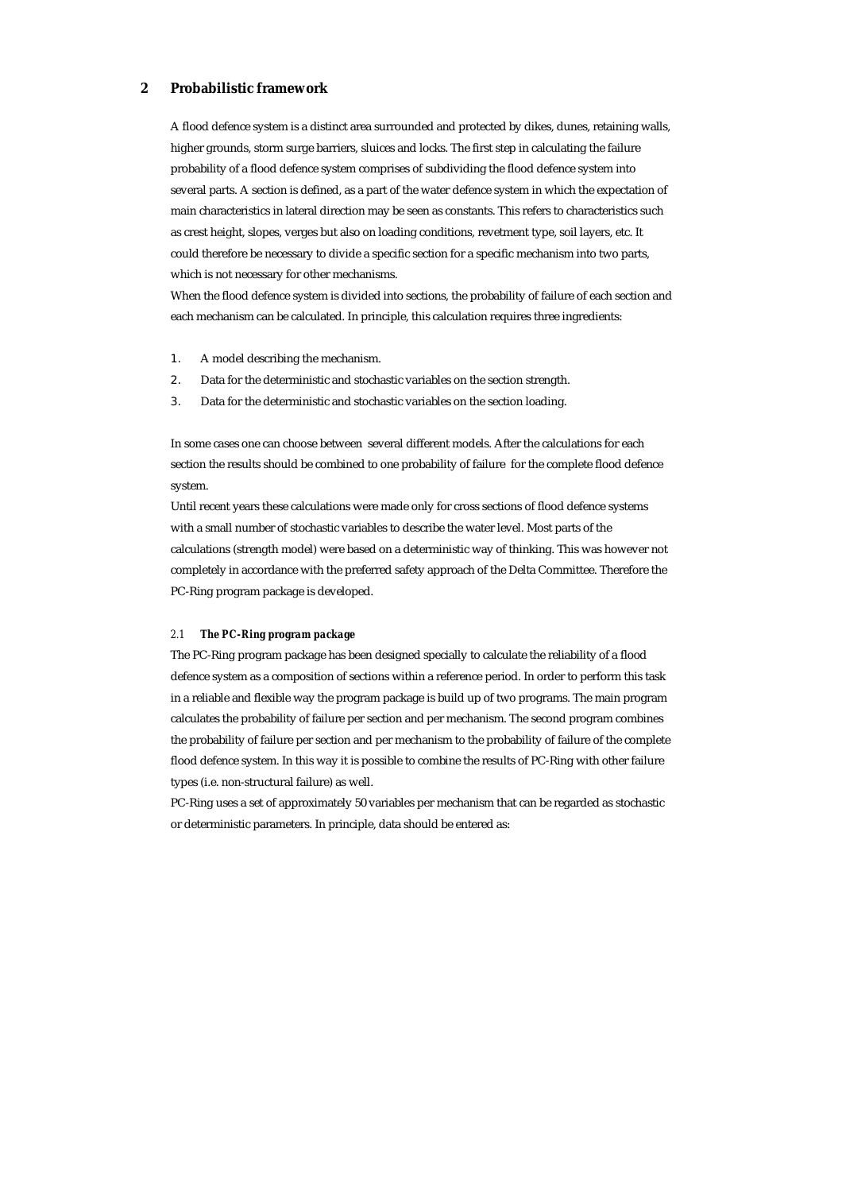# 2 Probabilistic framework

A flood defence system is a distinct area surrounded and protected by dikes, dunes, retaining walls, higher grounds, storm surge barriers, sluices and locks. The first step in calculating the failure probability of a flood defence system comprises of subdividing the flood defence system into several parts. A section is defined, as a part of the water defence system in which the expectation of main characteristics in lateral direction may be seen as constants. This refers to characteristics such as crest height, slopes, verges but also on loading conditions, revetment type, soil layers, etc. It could therefore be necessary to divide a specific section for a specific mechanism into two parts, which is not necessary for other mechanisms.

When the flood defence system is divided into sections, the probability of failure of each section and each mechanism can be calculated. In principle, this calculation requires three ingredients:

1. A model describing the mechanism.
2. Data for the deterministic and stochastic variables on the section strength.
3. Data for the deterministic and stochastic variables on the section loading.

In some cases one can choose between several different models. After the calculations for each section the results should be combined to one probability of failure for the complete flood defence system.

Until recent years these calculations were made only for cross sections of flood defence systems with a small number of stochastic variables to describe the water level. Most parts of the calculations (strength model) were based on a deterministic way of thinking. This was however not completely in accordance with the preferred safety approach of the Delta Committee. Therefore the PC-Ring program package is developed.

### 2.1 *The PC-Ring program package*

The PC-Ring program package has been designed specially to calculate the reliability of a flood defence system as a composition of sections within a reference period. In order to perform this task in a reliable and flexible way the program package is build up of two programs. The main program calculates the probability of failure per section and per mechanism. The second program combines the probability of failure per section and per mechanism to the probability of failure of the complete flood defence system. In this way it is possible to combine the results of PC-Ring with other failure types (i.e. non-structural failure) as well.

PC-Ring uses a set of approximately 50 variables per mechanism that can be regarded as stochastic or deterministic parameters. In principle, data should be entered as: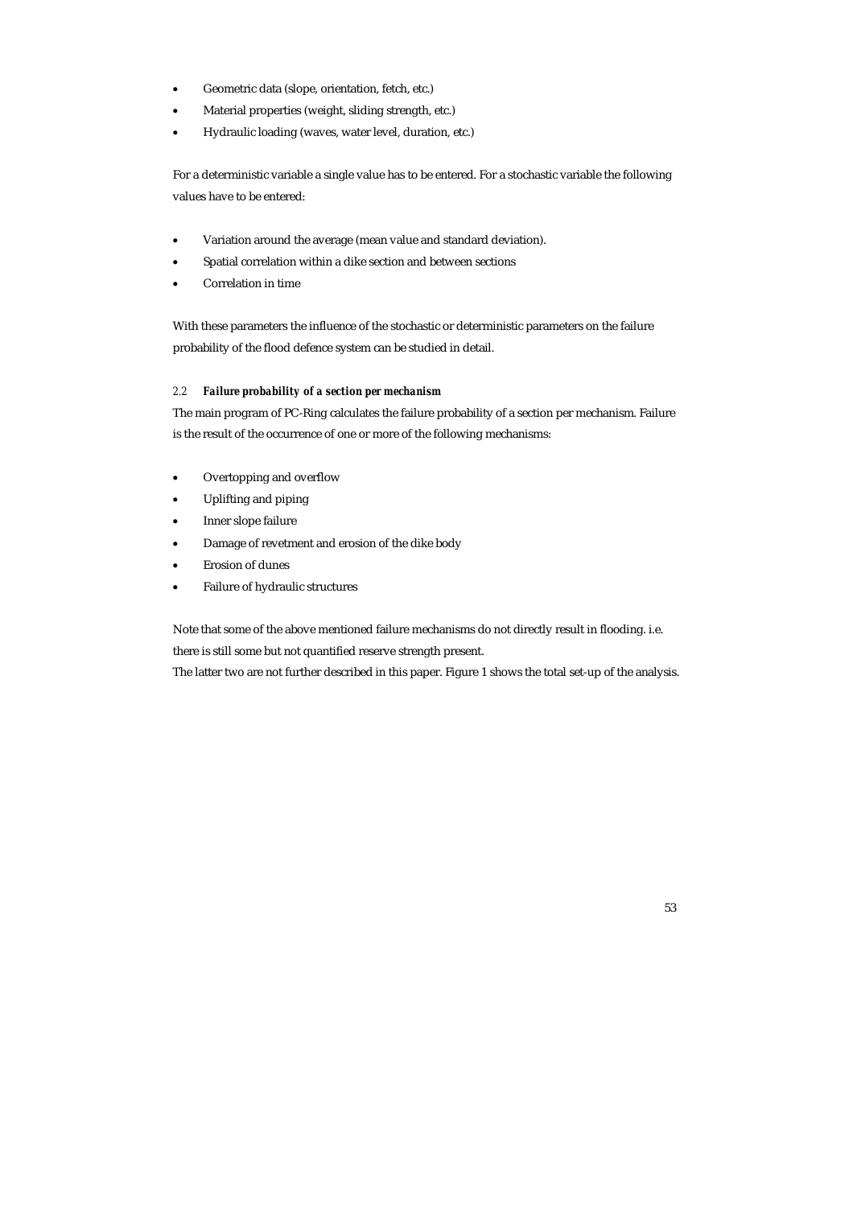- Geometric data (slope, orientation, fetch, etc.)
- Material properties (weight, sliding strength, etc.)
- Hydraulic loading (waves, water level, duration, etc.)

For a deterministic variable a single value has to be entered. For a stochastic variable the following values have to be entered:

- Variation around the average (mean value and standard deviation).
- Spatial correlation within a dike section and between sections
- Correlation in time

With these parameters the influence of the stochastic or deterministic parameters on the failure probability of the flood defence system can be studied in detail.

### 2.2 *Failure probability of a section per mechanism*

The main program of PC-Ring calculates the failure probability of a section per mechanism. Failure is the result of the occurrence of one or more of the following mechanisms:

- Overtopping and overflow
- Uplifting and piping
- Inner slope failure
- Damage of revetment and erosion of the dike body
- Erosion of dunes
- Failure of hydraulic structures

Note that some of the above mentioned failure mechanisms do not directly result in flooding. i.e. there is still some but not quantified reserve strength present.
The latter two are not further described in this paper. Figure 1 shows the total set-up of the analysis.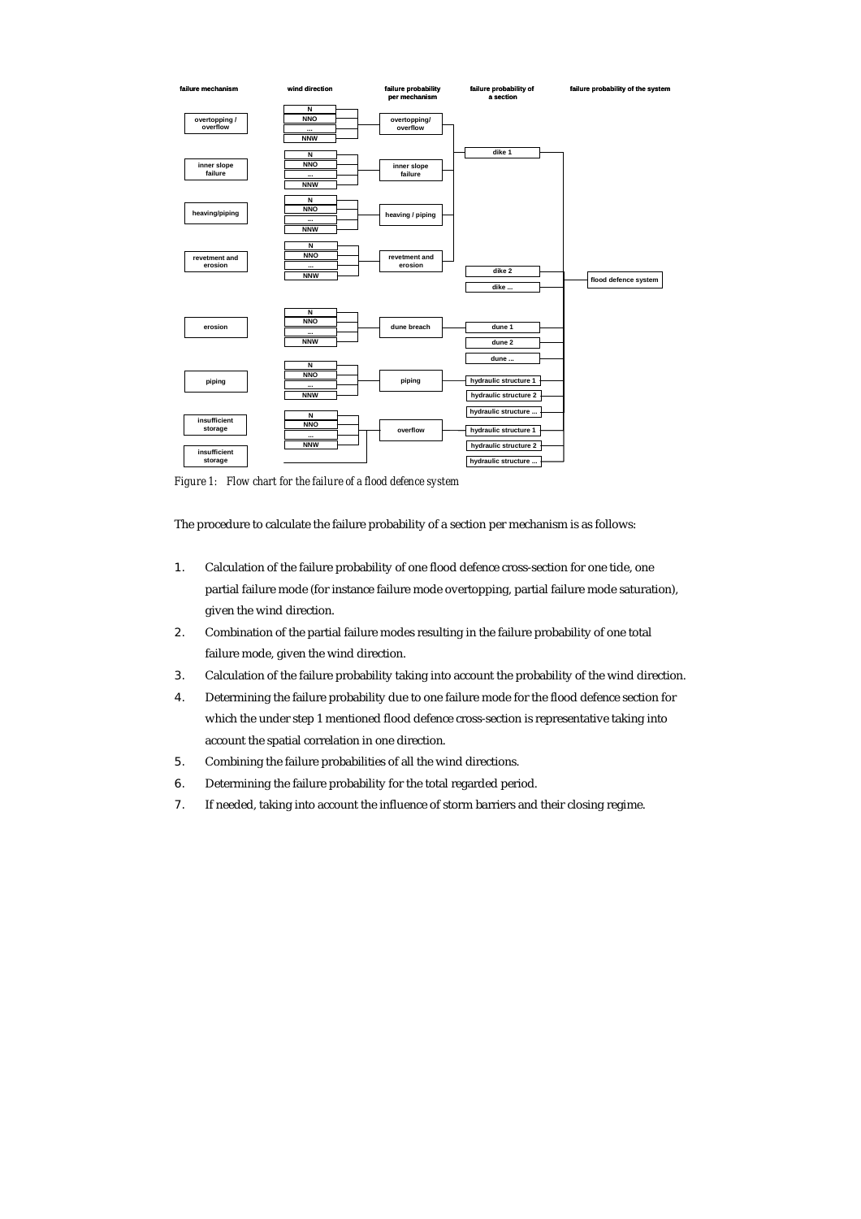failure mechanism | wind direction | failure probability per mechanism | failure probability of a section | failure probability of the system

overtopping / overflow — N, NNO, ..., NNW — overtopping/ overflow

inner slope failure — N, NNO, ..., NNW — inner slope failure

heaving/piping — N, NNO, ..., NNW — heaving / piping

revetment and erosion — N, NNO, ..., NNW — revetment and erosion

dike 1, dike 2, dike ...

flood defence system

erosion — N, NNO, ..., NNW — dune breach — dune 1, dune 2, dune ...

piping — N, NNO, ..., NNW — piping — hydraulic structure 1, hydraulic structure 2, hydraulic structure ...

insufficient storage — N, NNO, ..., NNW — overflow — hydraulic structure 1, hydraulic structure 2, hydraulic structure ...

insufficient storage

*Figure 1: Flow chart for the failure of a flood defence system*

The procedure to calculate the failure probability of a section per mechanism is as follows:

1. Calculation of the failure probability of one flood defence cross-section for one tide, one partial failure mode (for instance failure mode overtopping, partial failure mode saturation), given the wind direction.
2. Combination of the partial failure modes resulting in the failure probability of one total failure mode, given the wind direction.
3. Calculation of the failure probability taking into account the probability of the wind direction.
4. Determining the failure probability due to one failure mode for the flood defence section for which the under step 1 mentioned flood defence cross-section is representative taking into account the spatial correlation in one direction.
5. Combining the failure probabilities of all the wind directions.
6. Determining the failure probability for the total regarded period.
7. If needed, taking into account the influence of storm barriers and their closing regime.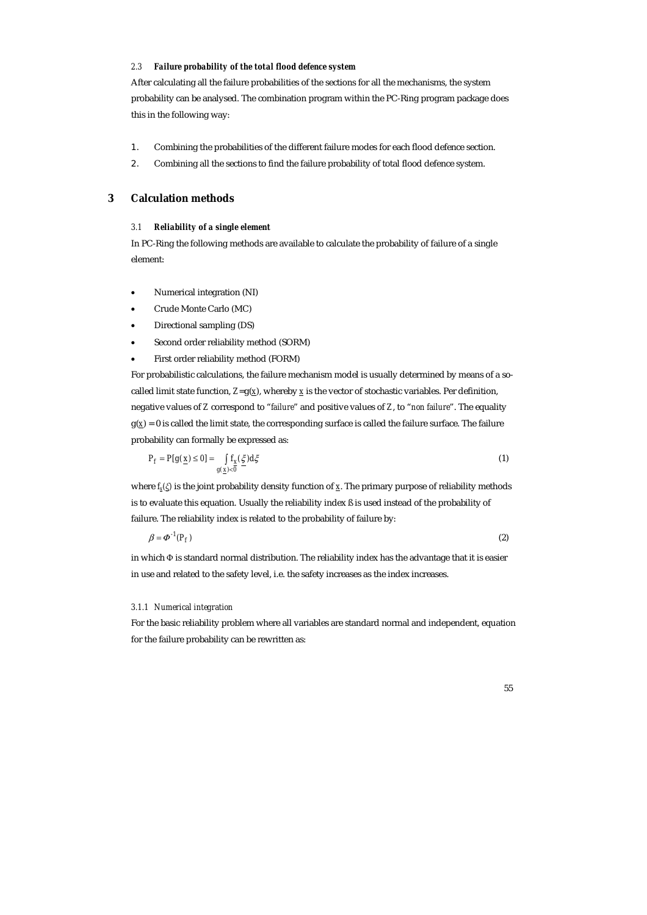### 2.3 *Failure probability of the total flood defence system*

After calculating all the failure probabilities of the sections for all the mechanisms, the system probability can be analysed. The combination program within the PC-Ring program package does this in the following way:

1. Combining the probabilities of the different failure modes for each flood defence section.
2. Combining all the sections to find the failure probability of total flood defence system.

# 3 Calculation methods

### 3.1 *Reliability of a single element*

In PC-Ring the following methods are available to calculate the probability of failure of a single element:

- Numerical integration (NI)
- Crude Monte Carlo (MC)
- Directional sampling (DS)
- Second order reliability method (SORM)
- First order reliability method (FORM)

For probabilistic calculations, the failure mechanism model is usually determined by means of a so-called limit state function, $Z=g(\underline{x})$, whereby $\underline{x}$ is the vector of stochastic variables. Per definition, negative values of $Z$ correspond to "*failure*" and positive values of $Z$, to "*non failure*". The equality $g(\underline{x}) = 0$ is called the limit state, the corresponding surface is called the failure surface. The failure probability can formally be expressed as:

$$P_f = P[g(\underline{x}) \leq 0] = \int_{g(\underline{x})<0} f_{\underline{x}}(\underline{\xi}) d\underline{\xi} \tag{1}$$

where $f_{\underline{x}}(\underline{\xi})$ is the joint probability density function of $\underline{x}$. The primary purpose of reliability methods is to evaluate this equation. Usually the reliability index ß is used instead of the probability of failure. The reliability index is related to the probability of failure by:

$$\beta = \Phi^{-1}(P_f) \tag{2}$$

in which Φ is standard normal distribution. The reliability index has the advantage that it is easier in use and related to the safety level, i.e. the safety increases as the index increases.

#### 3.1.1 *Numerical integration*

For the basic reliability problem where all variables are standard normal and independent, equation for the failure probability can be rewritten as: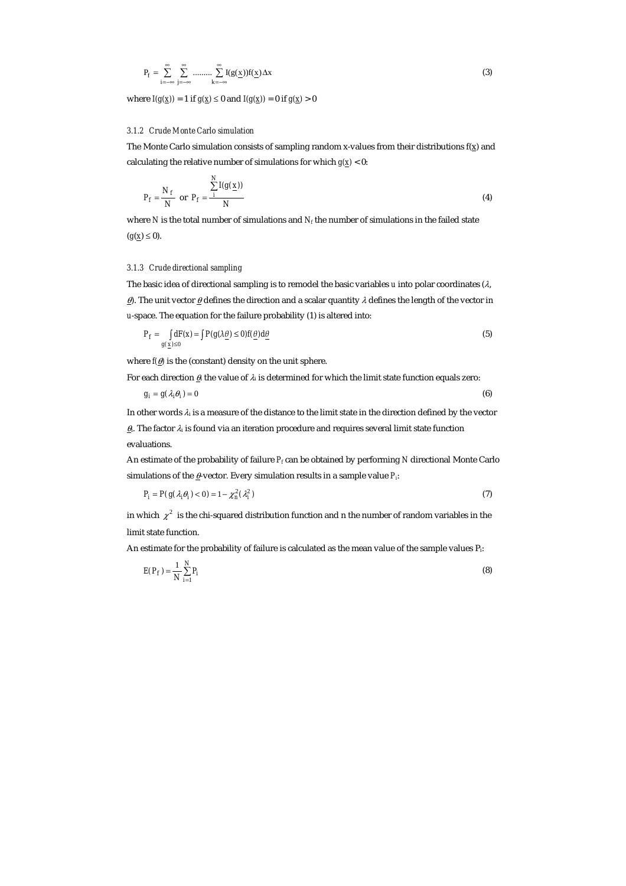$$P_f = \sum_{i=-\infty}^{\infty} \sum_{j=-\infty}^{\infty} \ldots\ldots\ldots \sum_{k=-\infty}^{\infty} I(g(\underline{x}))f(\underline{x})\Delta x \tag{3}$$

where $I(g(\underline{x})) = 1$ if $g(\underline{x}) \leq 0$ and $I(g(\underline{x})) = 0$ if $g(\underline{x}) > 0$

### 3.1.2 Crude Monte Carlo simulation

The Monte Carlo simulation consists of sampling random x-values from their distributions $f(\underline{x})$ and calculating the relative number of simulations for which $g(\underline{x}) < 0$:

$$P_f = \frac{N_f}{N} \text{ or } P_f = \frac{\sum_{i}^{N} I(g(\underline{x}))}{N} \tag{4}$$

where $N$ is the total number of simulations and $N_f$ the number of simulations in the failed state ($g(\underline{x}) \leq 0$).

### 3.1.3 Crude directional sampling

The basic idea of directional sampling is to remodel the basic variables $u$ into polar coordinates ($\lambda$, $\underline{\theta}$). The unit vector $\underline{\theta}$ defines the direction and a scalar quantity $\lambda$ defines the length of the vector in u-space. The equation for the failure probability (1) is altered into:

$$P_f = \int_{g(\underline{x}) \leq 0} dF(x) = \int P(g(\lambda\underline{\theta}) \leq 0) f(\underline{\theta}) d\underline{\theta} \tag{5}$$

where $f(\underline{\theta})$ is the (constant) density on the unit sphere.

For each direction $\underline{\theta}_i$ the value of $\lambda_i$ is determined for which the limit state function equals zero:

$$g_i = g(\lambda_i \theta_i) = 0 \tag{6}$$

In other words $\lambda_i$ is a measure of the distance to the limit state in the direction defined by the vector $\underline{\theta}_i$. The factor $\lambda_i$ is found via an iteration procedure and requires several limit state function evaluations.

An estimate of the probability of failure $P_f$ can be obtained by performing $N$ directional Monte Carlo simulations of the $\underline{\theta}$-vector. Every simulation results in a sample value $P_i$:

$$P_i = P(g(\lambda_i \theta_i) < 0) = 1 - \chi_n^2(\lambda_i^2) \tag{7}$$

in which $\chi^2$ is the chi-squared distribution function and n the number of random variables in the limit state function.

An estimate for the probability of failure is calculated as the mean value of the sample values $P_i$:

$$E(P_f) = \frac{1}{N} \sum_{i=1}^{N} P_i \tag{8}$$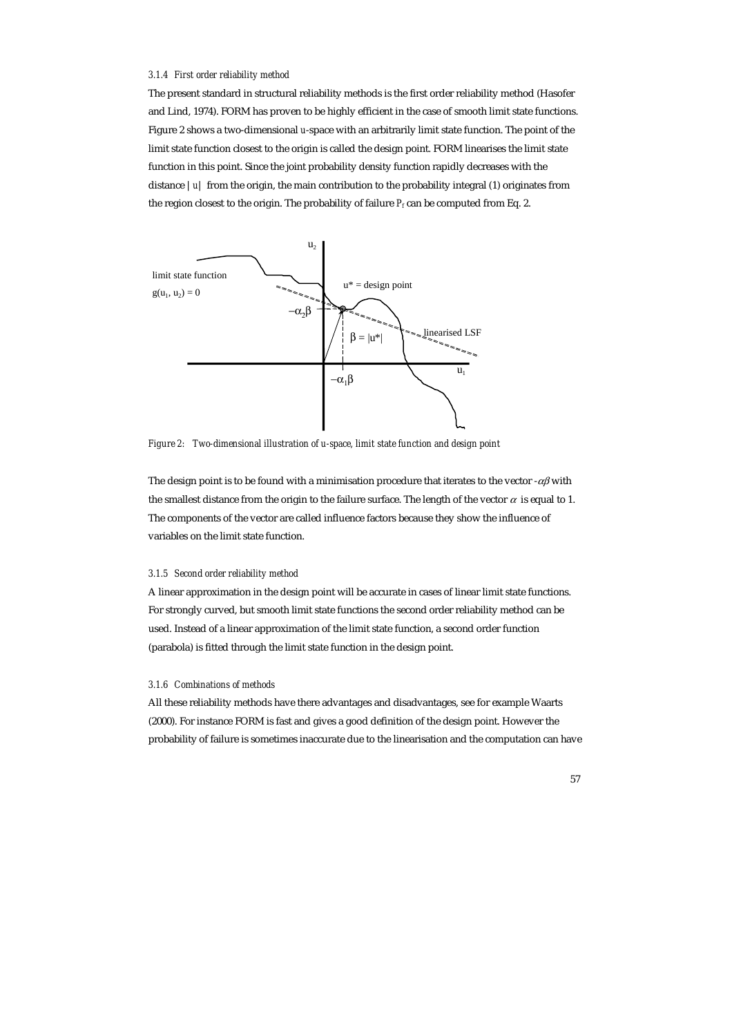#### 3.1.4 First order reliability method

The present standard in structural reliability methods is the first order reliability method (Hasofer and Lind, 1974). FORM has proven to be highly efficient in the case of smooth limit state functions. Figure 2 shows a two-dimensional *u*-space with an arbitrarily limit state function. The point of the limit state function closest to the origin is called the design point. FORM linearises the limit state function in this point. Since the joint probability density function rapidly decreases with the distance $|u|$ from the origin, the main contribution to the probability integral (1) originates from the region closest to the origin. The probability of failure $P_f$ can be computed from Eq. 2.

*Figure 2: Two-dimensional illustration of u-space, limit state function and design point*

The design point is to be found with a minimisation procedure that iterates to the vector $-\alpha\beta$ with the smallest distance from the origin to the failure surface. The length of the vector $\alpha$ is equal to 1. The components of the vector are called influence factors because they show the influence of variables on the limit state function.

#### 3.1.5 Second order reliability method

A linear approximation in the design point will be accurate in cases of linear limit state functions. For strongly curved, but smooth limit state functions the second order reliability method can be used. Instead of a linear approximation of the limit state function, a second order function (parabola) is fitted through the limit state function in the design point.

#### 3.1.6 Combinations of methods

All these reliability methods have there advantages and disadvantages, see for example Waarts (2000). For instance FORM is fast and gives a good definition of the design point. However the probability of failure is sometimes inaccurate due to the linearisation and the computation can have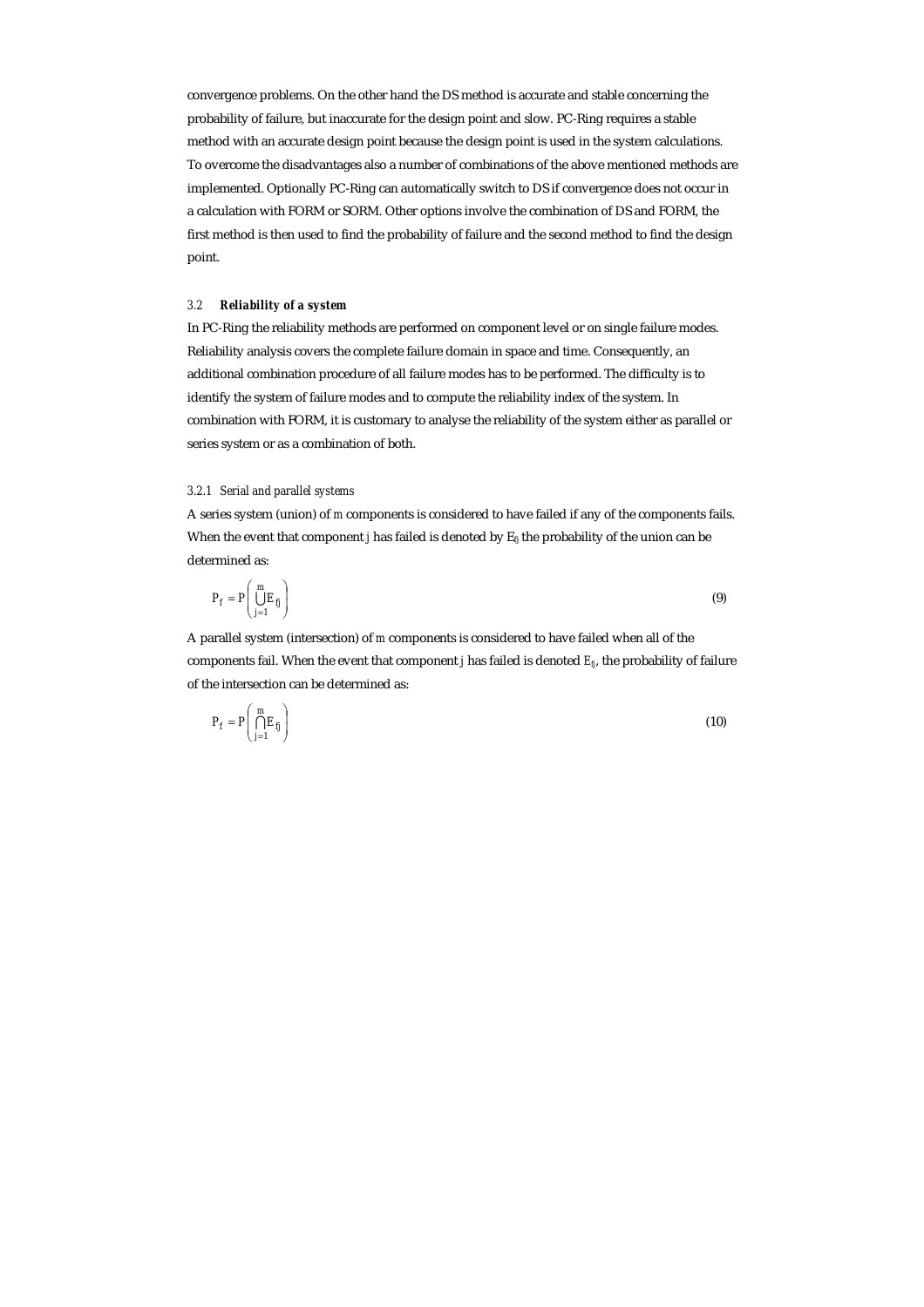convergence problems. On the other hand the DS method is accurate and stable concerning the probability of failure, but inaccurate for the design point and slow. PC-Ring requires a stable method with an accurate design point because the design point is used in the system calculations. To overcome the disadvantages also a number of combinations of the above mentioned methods are implemented. Optionally PC-Ring can automatically switch to DS if convergence does not occur in a calculation with FORM or SORM. Other options involve the combination of DS and FORM, the first method is then used to find the probability of failure and the second method to find the design point.

### 3.2 *Reliability of a system*

In PC-Ring the reliability methods are performed on component level or on single failure modes. Reliability analysis covers the complete failure domain in space and time. Consequently, an additional combination procedure of all failure modes has to be performed. The difficulty is to identify the system of failure modes and to compute the reliability index of the system. In combination with FORM, it is customary to analyse the reliability of the system either as parallel or series system or as a combination of both.

#### 3.2.1 *Serial and parallel systems*

A series system (union) of $m$ components is considered to have failed if any of the components fails. When the event that component $j$ has failed is denoted by $E_{fj}$ the probability of the union can be determined as:

$$P_f = P\left(\bigcup_{j=1}^{m} E_{fj}\right) \tag{9}$$

A parallel system (intersection) of $m$ components is considered to have failed when all of the components fail. When the event that component $j$ has failed is denoted $E_{fj}$, the probability of failure of the intersection can be determined as:

$$P_f = P\left(\bigcap_{j=1}^{m} E_{fj}\right) \tag{10}$$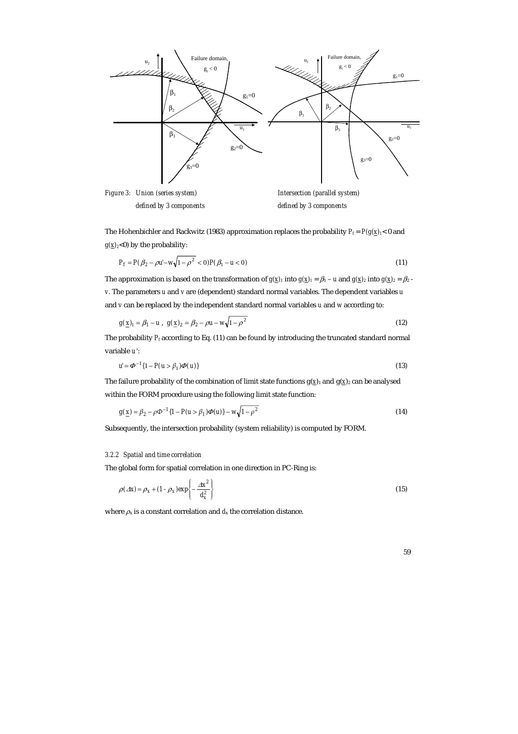Figure 3: Union (series system) defined by 3 components

Intersection (parallel system) defined by 3 components

The Hohenbichler and Rackwitz (1983) approximation replaces the probability $P_f = P(g(\underline{x})_1 < 0$ and $g(\underline{x})_2 < 0)$ by the probability:

$$P_f = P(\beta_2 - \rho u' - w\sqrt{1-\rho^2} < 0)P(\beta_1 - u < 0) \tag{11}$$

The approximation is based on the transformation of $g(\underline{x})_1$ into $g(\underline{x})_1 = \beta_1 - u$ and $g(\underline{x})_2$ into $g(\underline{x})_2 = \beta_2 - v$. The parameters $u$ and $v$ are (dependent) standard normal variables. The dependent variables $u$ and $v$ can be replaced by the independent standard normal variables $u$ and $w$ according to:

$$g(\underline{x})_1 = \beta_1 - u \;,\; g(\underline{x})_2 = \beta_2 - \rho u - w\sqrt{1-\rho^2} \tag{12}$$

The probability $P_f$ according to Eq. (11) can be found by introducing the truncated standard normal variable $u'$:

$$u' = \Phi^{-1}\{1 - P(u > \beta_1)\Phi(u)\} \tag{13}$$

The failure probability of the combination of limit state functions $g(\underline{x})_1$ and $g(\underline{x})_2$ can be analysed within the FORM procedure using the following limit state function:

$$g(\underline{x}) = \beta_2 - \rho\Phi^{-1}\{1 - P(u > \beta_1)\Phi(u)\} - w\sqrt{1-\rho^2} \tag{14}$$

Subsequently, the intersection probability (system reliability) is computed by FORM.

### 3.2.2 Spatial and time correlation

The global form for spatial correlation in one direction in PC-Ring is:

$$\rho(\Delta x) = \rho_x + (1 - \rho_x)\exp\left\{-\frac{\Delta x^2}{d_x^2}\right\} \tag{15}$$

where $\rho_x$ is a constant correlation and $d_x$ the correlation distance.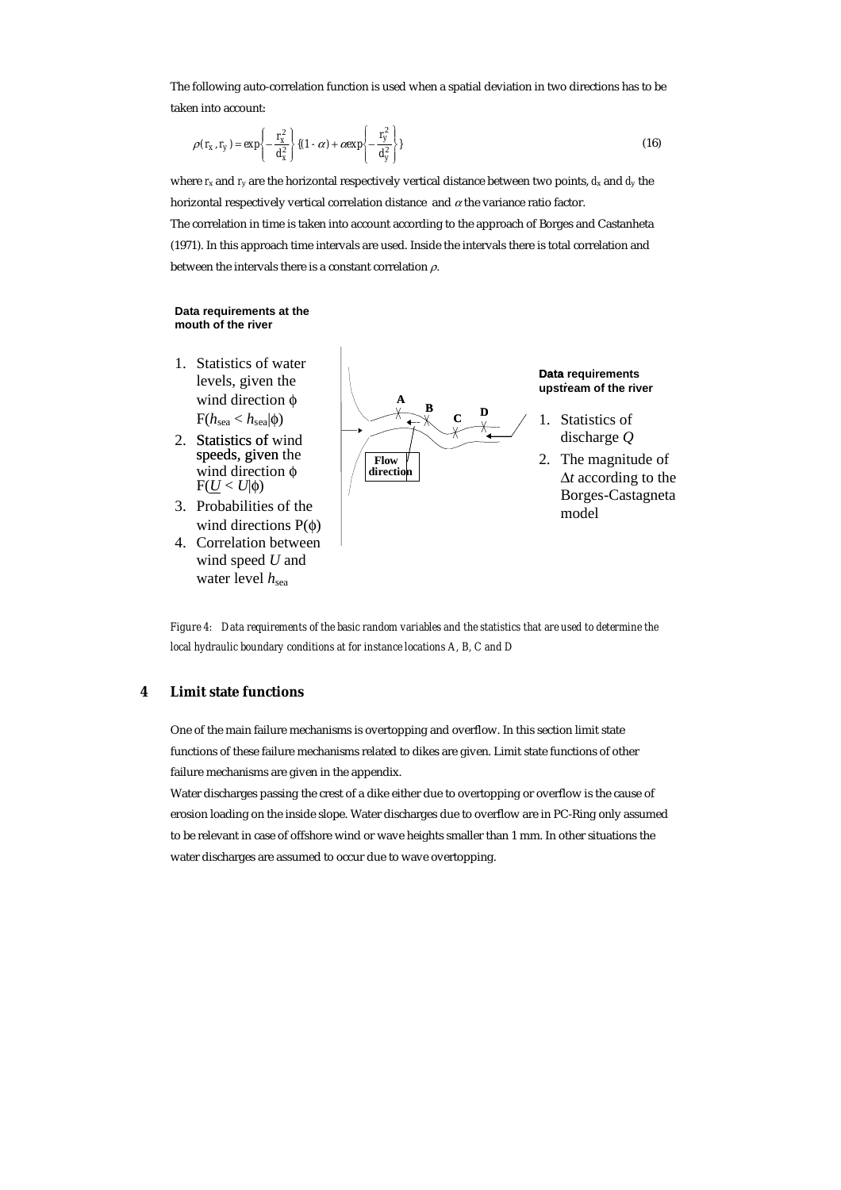The following auto-correlation function is used when a spatial deviation in two directions has to be taken into account:

$$\rho(r_x, r_y) = \exp\left\{-\frac{r_x^2}{d_x^2}\right\}\{(1-\alpha)+\alpha\exp\left\{-\frac{r_y^2}{d_y^2}\right\}\} \tag{16}$$

where $r_x$ and $r_y$ are the horizontal respectively vertical distance between two points, $d_x$ and $d_y$ the horizontal respectively vertical correlation distance and $\alpha$ the variance ratio factor.
The correlation in time is taken into account according to the approach of Borges and Castanheta (1971). In this approach time intervals are used. Inside the intervals there is total correlation and between the intervals there is a constant correlation $\rho$.

**Data requirements at the mouth of the river**

1. Statistics of water levels, given the wind direction $\phi$ $F(h_{sea} < h_{sea}|\phi)$
2. Statistics of wind speeds, given the wind direction $\phi$ $F(\underline{U} < U|\phi)$
3. Probabilities of the wind directions $P(\phi)$
4. Correlation between wind speed $U$ and water level $h_{sea}$

A B C D

Flow direction

**Data requirements upstream of the river**

1. Statistics of discharge $Q$
2. The magnitude of $\Delta t$ according to the Borges-Castagneta model

*Figure 4: Data requirements of the basic random variables and the statistics that are used to determine the local hydraulic boundary conditions at for instance locations A, B, C and D*

## 4 Limit state functions

One of the main failure mechanisms is overtopping and overflow. In this section limit state functions of these failure mechanisms related to dikes are given. Limit state functions of other failure mechanisms are given in the appendix.
Water discharges passing the crest of a dike either due to overtopping or overflow is the cause of erosion loading on the inside slope. Water discharges due to overflow are in PC-Ring only assumed to be relevant in case of offshore wind or wave heights smaller than 1 mm. In other situations the water discharges are assumed to occur due to wave overtopping.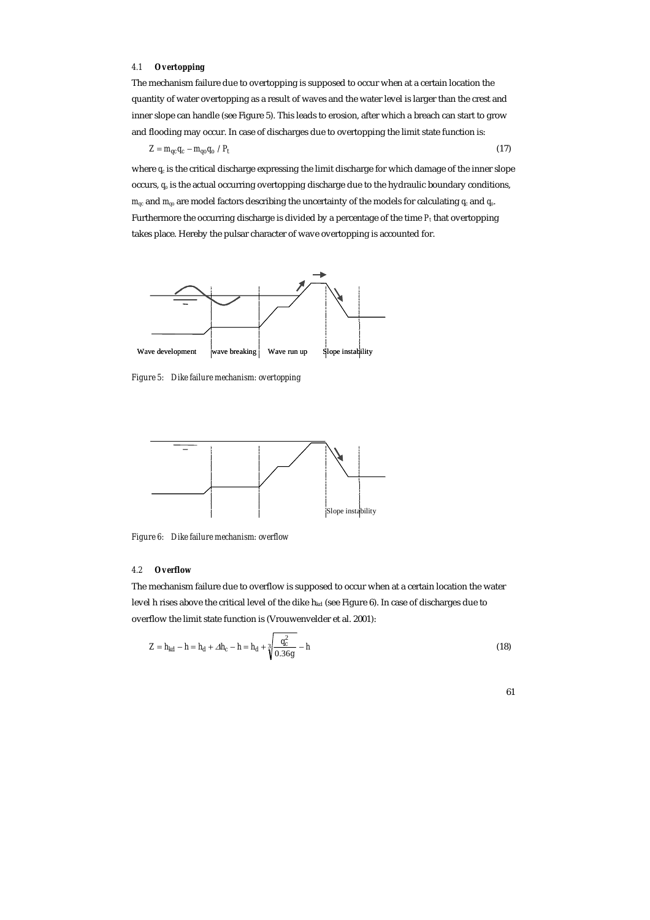### 4.1 **Overtopping**

The mechanism failure due to overtopping is supposed to occur when at a certain location the quantity of water overtopping as a result of waves and the water level is larger than the crest and inner slope can handle (see Figure 5). This leads to erosion, after which a breach can start to grow and flooding may occur. In case of discharges due to overtopping the limit state function is:

$$Z = m_{qc} q_c - m_{qo} q_o / P_t \tag{17}$$

where $q_c$ is the critical discharge expressing the limit discharge for which damage of the inner slope occurs, $q_o$ is the actual occurring overtopping discharge due to the hydraulic boundary conditions, $m_{qc}$ and $m_{qo}$ are model factors describing the uncertainty of the models for calculating $q_c$ and $q_o$. Furthermore the occurring discharge is divided by a percentage of the time $P_t$ that overtopping takes place. Hereby the pulsar character of wave overtopping is accounted for.

Wave development | wave breaking | Wave run up | Slope instability

*Figure 5: Dike failure mechanism: overtopping*

Slope instability

*Figure 6: Dike failure mechanism: overflow*

### 4.2 **Overflow**

The mechanism failure due to overflow is supposed to occur when at a certain location the water level h rises above the critical level of the dike $h_{kd}$ (see Figure 6). In case of discharges due to overflow the limit state function is (Vrouwenvelder et al. 2001):

$$Z = h_{kd} - h = h_d + \Delta h_c - h = h_d + \sqrt[3]{\frac{q_c^2}{0.36g}} - h \tag{18}$$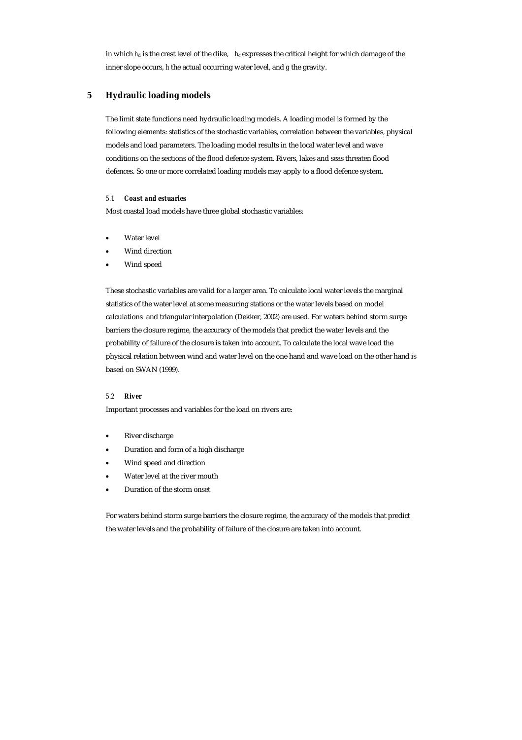in which $h_d$ is the crest level of the dike, $h_c$ expresses the critical height for which damage of the inner slope occurs, $h$ the actual occurring water level, and $g$ the gravity.

## 5 Hydraulic loading models

The limit state functions need hydraulic loading models. A loading model is formed by the following elements: statistics of the stochastic variables, correlation between the variables, physical models and load parameters. The loading model results in the local water level and wave conditions on the sections of the flood defence system. Rivers, lakes and seas threaten flood defences. So one or more correlated loading models may apply to a flood defence system.

### 5.1 *Coast and estuaries*

Most coastal load models have three global stochastic variables:

- Water level
- Wind direction
- Wind speed

These stochastic variables are valid for a larger area. To calculate local water levels the marginal statistics of the water level at some measuring stations or the water levels based on model calculations and triangular interpolation (Dekker, 2002) are used. For waters behind storm surge barriers the closure regime, the accuracy of the models that predict the water levels and the probability of failure of the closure is taken into account. To calculate the local wave load the physical relation between wind and water level on the one hand and wave load on the other hand is based on SWAN (1999).

### 5.2 *River*

Important processes and variables for the load on rivers are:

- River discharge
- Duration and form of a high discharge
- Wind speed and direction
- Water level at the river mouth
- Duration of the storm onset

For waters behind storm surge barriers the closure regime, the accuracy of the models that predict the water levels and the probability of failure of the closure are taken into account.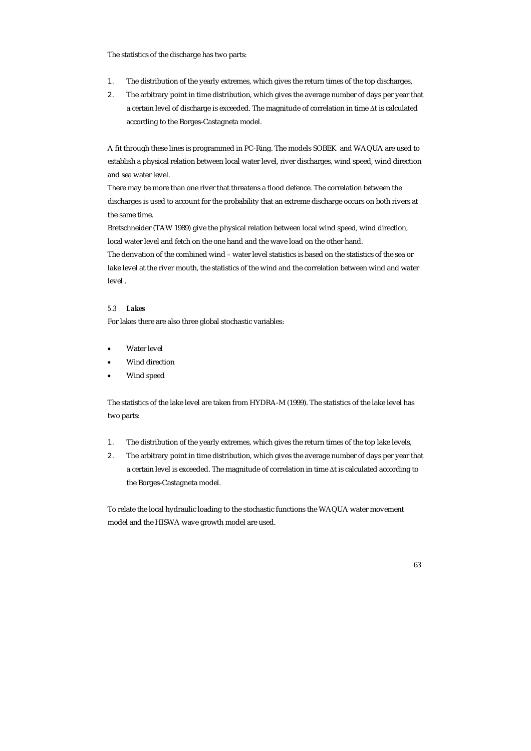The statistics of the discharge has two parts:

1. The distribution of the yearly extremes, which gives the return times of the top discharges,
2. The arbitrary point in time distribution, which gives the average number of days per year that a certain level of discharge is exceeded. The magnitude of correlation in time $\Delta t$ is calculated according to the Borges-Castagneta model.

A fit through these lines is programmed in PC-Ring. The models SOBEK and WAQUA are used to establish a physical relation between local water level, river discharges, wind speed, wind direction and sea water level.

There may be more than one river that threatens a flood defence. The correlation between the discharges is used to account for the probability that an extreme discharge occurs on both rivers at the same time.

Bretschneider (TAW 1989) give the physical relation between local wind speed, wind direction, local water level and fetch on the one hand and the wave load on the other hand.

The derivation of the combined wind – water level statistics is based on the statistics of the sea or lake level at the river mouth, the statistics of the wind and the correlation between wind and water level .

### 5.3 *Lakes*

For lakes there are also three global stochastic variables:

- Water level
- Wind direction
- Wind speed

The statistics of the lake level are taken from HYDRA-M (1999). The statistics of the lake level has two parts:

1. The distribution of the yearly extremes, which gives the return times of the top lake levels,
2. The arbitrary point in time distribution, which gives the average number of days per year that a certain level is exceeded. The magnitude of correlation in time $\Delta t$ is calculated according to the Borges-Castagneta model.

To relate the local hydraulic loading to the stochastic functions the WAQUA water movement model and the HISWA wave growth model are used.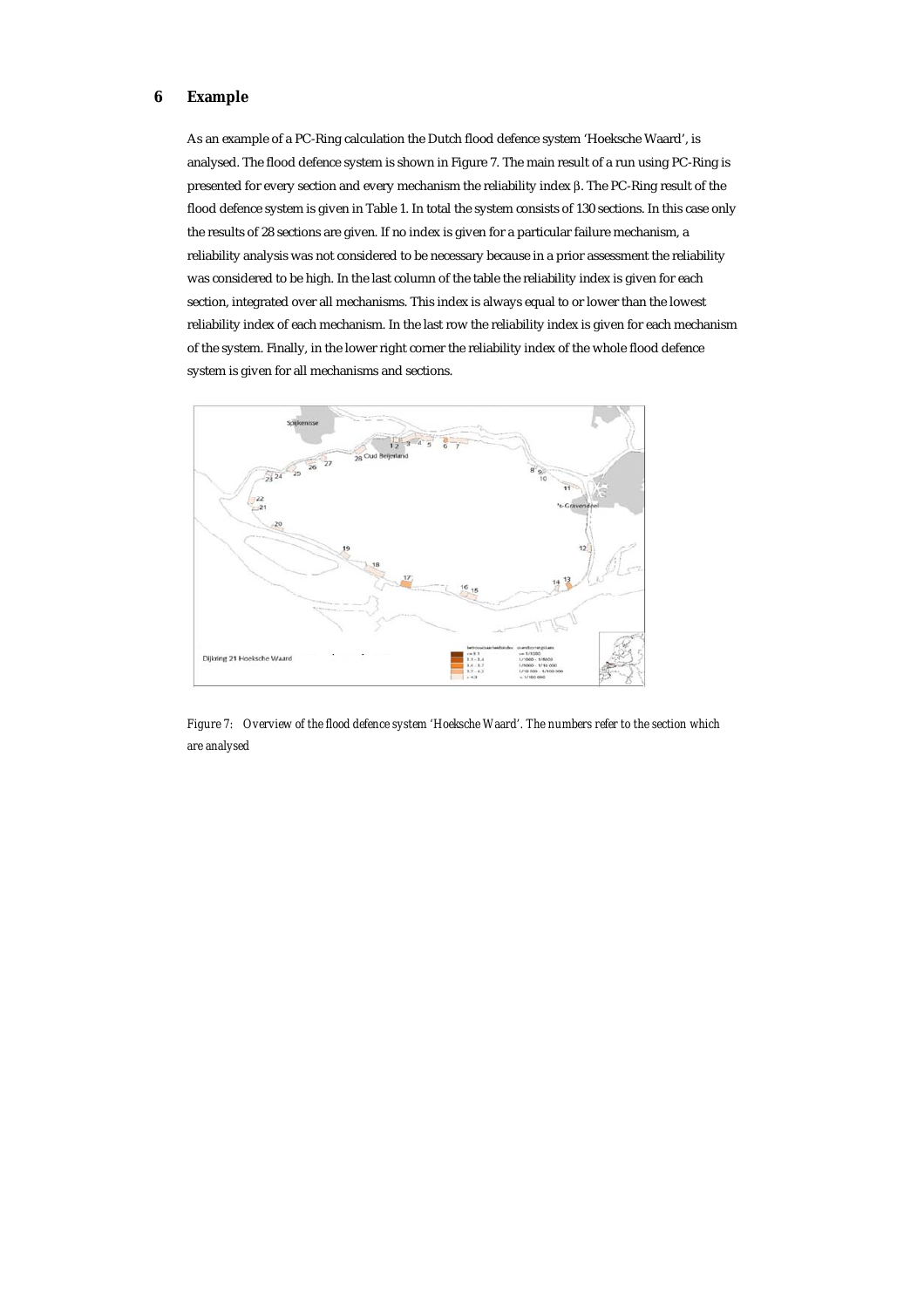# 6 Example

As an example of a PC-Ring calculation the Dutch flood defence system 'Hoeksche Waard', is analysed. The flood defence system is shown in Figure 7. The main result of a run using PC-Ring is presented for every section and every mechanism the reliability index β. The PC-Ring result of the flood defence system is given in Table 1. In total the system consists of 130 sections. In this case only the results of 28 sections are given. If no index is given for a particular failure mechanism, a reliability analysis was not considered to be necessary because in a prior assessment the reliability was considered to be high. In the last column of the table the reliability index is given for each section, integrated over all mechanisms. This index is always equal to or lower than the lowest reliability index of each mechanism. In the last row the reliability index is given for each mechanism of the system. Finally, in the lower right corner the reliability index of the whole flood defence system is given for all mechanisms and sections.

*Figure 7: Overview of the flood defence system 'Hoeksche Waard'. The numbers refer to the section which are analysed*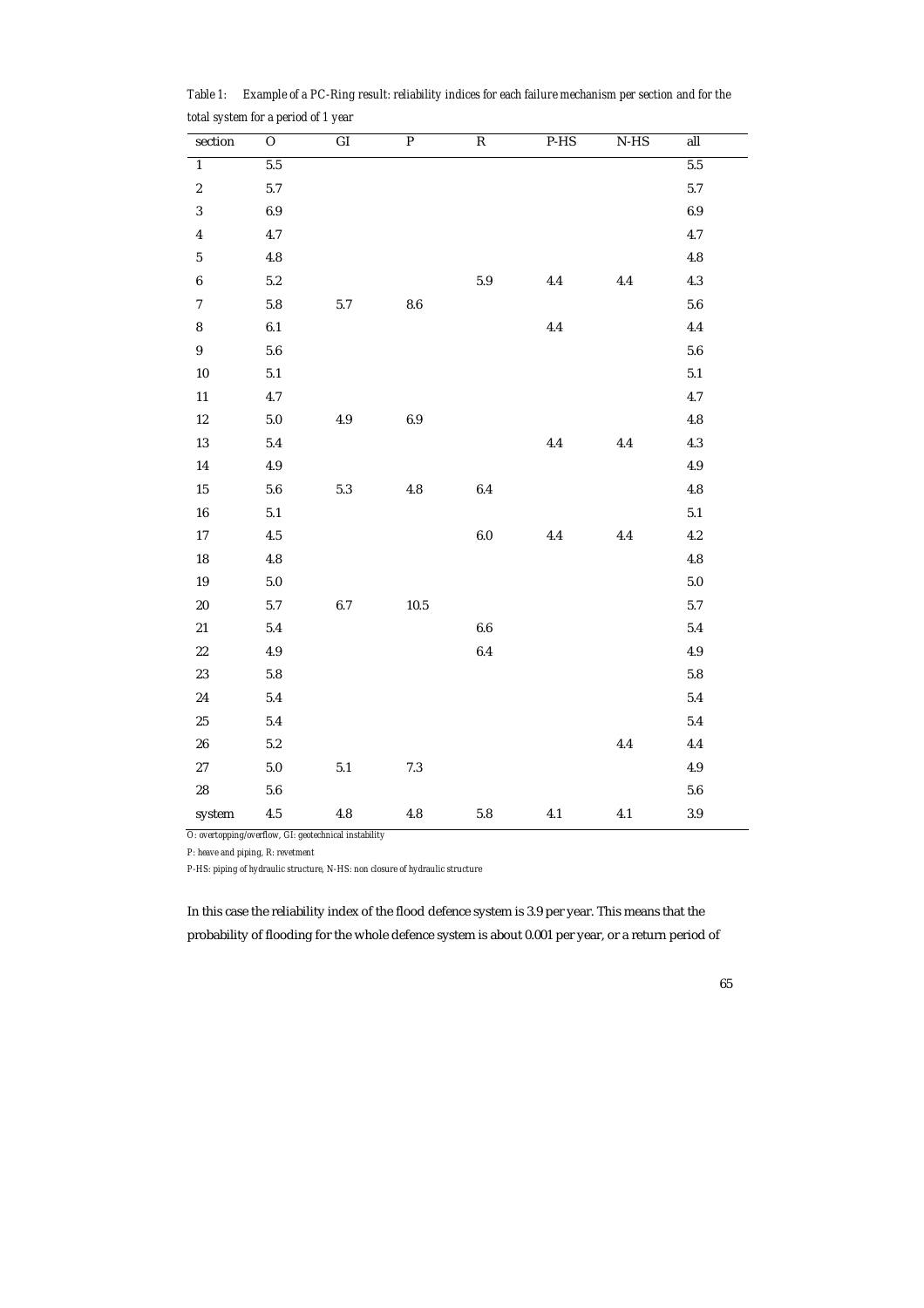*Table 1: Example of a PC-Ring result: reliability indices for each failure mechanism per section and for the total system for a period of 1 year*

| section | O | GI | P | R | P-HS | N-HS | all |
|---|---|---|---|---|---|---|---|
| 1 | 5.5 | | | | | | 5.5 |
| 2 | 5.7 | | | | | | 5.7 |
| 3 | 6.9 | | | | | | 6.9 |
| 4 | 4.7 | | | | | | 4.7 |
| 5 | 4.8 | | | | | | 4.8 |
| 6 | 5.2 | | | 5.9 | 4.4 | 4.4 | 4.3 |
| 7 | 5.8 | 5.7 | 8.6 | | | | 5.6 |
| 8 | 6.1 | | | | 4.4 | | 4.4 |
| 9 | 5.6 | | | | | | 5.6 |
| 10 | 5.1 | | | | | | 5.1 |
| 11 | 4.7 | | | | | | 4.7 |
| 12 | 5.0 | 4.9 | 6.9 | | | | 4.8 |
| 13 | 5.4 | | | | 4.4 | 4.4 | 4.3 |
| 14 | 4.9 | | | | | | 4.9 |
| 15 | 5.6 | 5.3 | 4.8 | 6.4 | | | 4.8 |
| 16 | 5.1 | | | | | | 5.1 |
| 17 | 4.5 | | | 6.0 | 4.4 | 4.4 | 4.2 |
| 18 | 4.8 | | | | | | 4.8 |
| 19 | 5.0 | | | | | | 5.0 |
| 20 | 5.7 | 6.7 | 10.5 | | | | 5.7 |
| 21 | 5.4 | | | 6.6 | | | 5.4 |
| 22 | 4.9 | | | 6.4 | | | 4.9 |
| 23 | 5.8 | | | | | | 5.8 |
| 24 | 5.4 | | | | | | 5.4 |
| 25 | 5.4 | | | | | | 5.4 |
| 26 | 5.2 | | | | | 4.4 | 4.4 |
| 27 | 5.0 | 5.1 | 7.3 | | | | 4.9 |
| 28 | 5.6 | | | | | | 5.6 |
| system | 4.5 | 4.8 | 4.8 | 5.8 | 4.1 | 4.1 | 3.9 |

*O: overtopping/overflow, GI: geotechnical instability*

*P: heave and piping, R: revetment*

*P-HS: piping of hydraulic structure, N-HS: non closure of hydraulic structure*

In this case the reliability index of the flood defence system is 3.9 per year. This means that the probability of flooding for the whole defence system is about 0.001 per year, or a return period of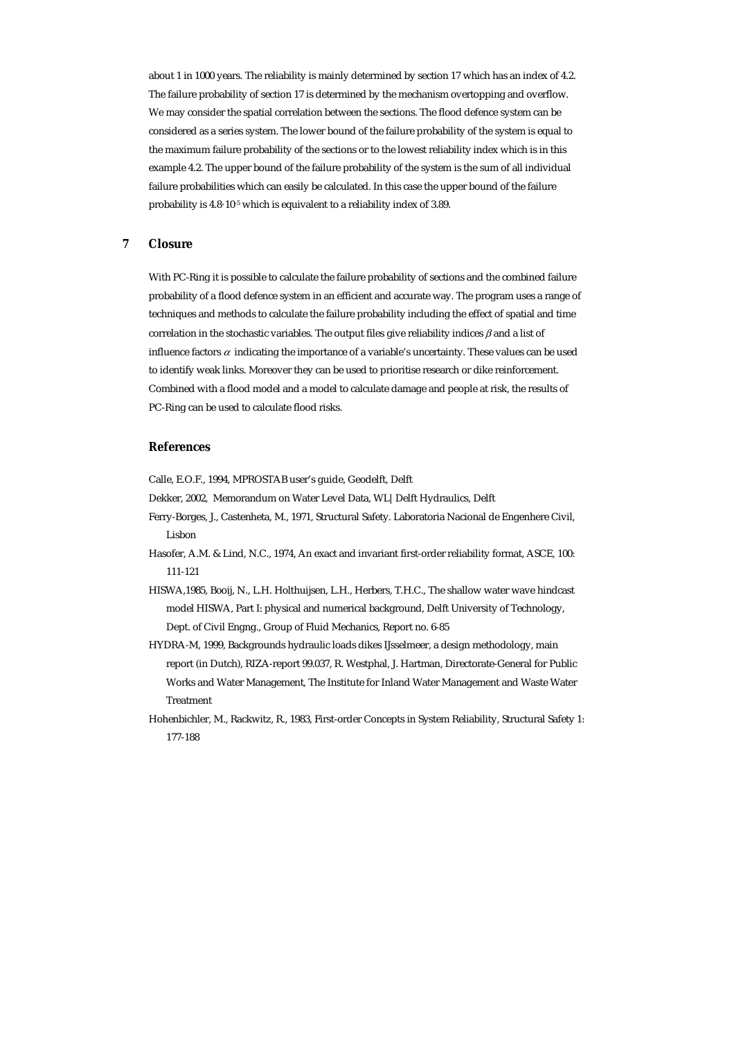about 1 in 1000 years. The reliability is mainly determined by section 17 which has an index of 4.2. The failure probability of section 17 is determined by the mechanism overtopping and overflow. We may consider the spatial correlation between the sections. The flood defence system can be considered as a series system. The lower bound of the failure probability of the system is equal to the maximum failure probability of the sections or to the lowest reliability index which is in this example 4.2. The upper bound of the failure probability of the system is the sum of all individual failure probabilities which can easily be calculated. In this case the upper bound of the failure probability is $4.8 \cdot 10^{-5}$ which is equivalent to a reliability index of 3.89.

## 7 Closure

With PC-Ring it is possible to calculate the failure probability of sections and the combined failure probability of a flood defence system in an efficient and accurate way. The program uses a range of techniques and methods to calculate the failure probability including the effect of spatial and time correlation in the stochastic variables. The output files give reliability indices $\beta$ and a list of influence factors $\alpha$ indicating the importance of a variable's uncertainty. These values can be used to identify weak links. Moreover they can be used to prioritise research or dike reinforcement. Combined with a flood model and a model to calculate damage and people at risk, the results of PC-Ring can be used to calculate flood risks.

## References

Calle, E.O.F., 1994, MPROSTAB user's guide, Geodelft, Delft

Dekker, 2002, Memorandum on Water Level Data, WL| Delft Hydraulics, Delft

Ferry-Borges, J., Castenheta, M., 1971, Structural Safety. Laboratoria Nacional de Engenhere Civil, Lisbon

Hasofer, A.M. & Lind, N.C., 1974, An exact and invariant first-order reliability format, ASCE, 100: 111-121

HISWA,1985, Booij, N., L.H. Holthuijsen, L.H., Herbers, T.H.C., The shallow water wave hindcast model HISWA, Part I: physical and numerical background, Delft University of Technology, Dept. of Civil Engng., Group of Fluid Mechanics, Report no. 6-85

HYDRA-M, 1999, Backgrounds hydraulic loads dikes IJsselmeer, a design methodology, main report (in Dutch), RIZA-report 99.037, R. Westphal, J. Hartman, Directorate-General for Public Works and Water Management, The Institute for Inland Water Management and Waste Water Treatment

Hohenbichler, M., Rackwitz, R., 1983, First-order Concepts in System Reliability, Structural Safety 1: 177-188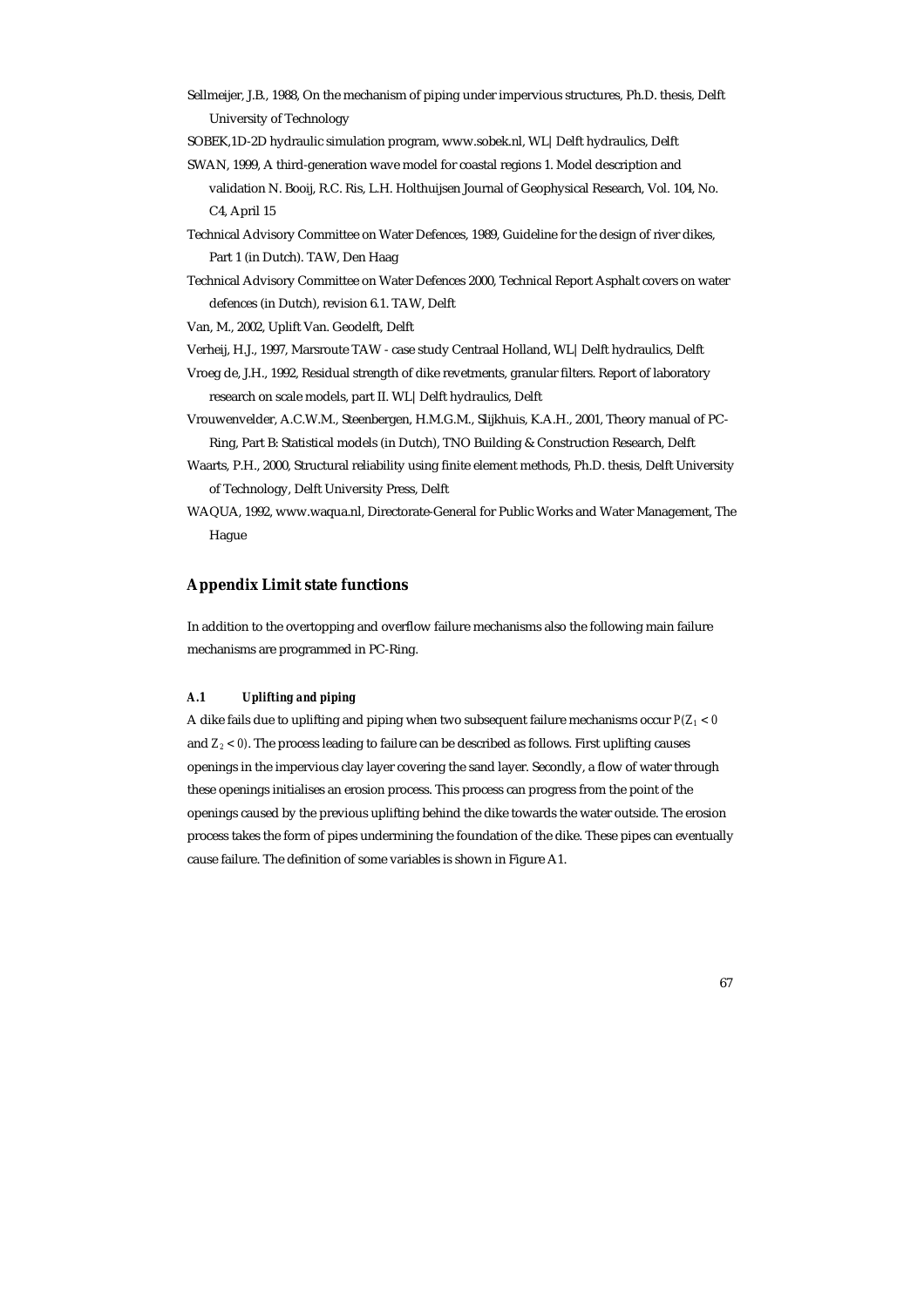Sellmeijer, J.B., 1988, On the mechanism of piping under impervious structures, Ph.D. thesis, Delft University of Technology

SOBEK,1D-2D hydraulic simulation program, www.sobek.nl, WL| Delft hydraulics, Delft

SWAN, 1999, A third-generation wave model for coastal regions 1. Model description and validation N. Booij, R.C. Ris, L.H. Holthuijsen Journal of Geophysical Research, Vol. 104, No. C4, April 15

Technical Advisory Committee on Water Defences, 1989, Guideline for the design of river dikes, Part 1 (in Dutch). TAW, Den Haag

Technical Advisory Committee on Water Defences 2000, Technical Report Asphalt covers on water defences (in Dutch), revision 6.1. TAW, Delft

Van, M., 2002, Uplift Van. Geodelft, Delft

Verheij, H.J., 1997, Marsroute TAW - case study Centraal Holland, WL| Delft hydraulics, Delft

Vroeg de, J.H., 1992, Residual strength of dike revetments, granular filters. Report of laboratory research on scale models, part II. WL| Delft hydraulics, Delft

Vrouwenvelder, A.C.W.M., Steenbergen, H.M.G.M., Slijkhuis, K.A.H., 2001, Theory manual of PC-Ring, Part B: Statistical models (in Dutch), TNO Building & Construction Research, Delft

Waarts, P.H., 2000, Structural reliability using finite element methods, Ph.D. thesis, Delft University of Technology, Delft University Press, Delft

WAQUA, 1992, www.waqua.nl, Directorate-General for Public Works and Water Management, The Hague

## Appendix Limit state functions

In addition to the overtopping and overflow failure mechanisms also the following main failure mechanisms are programmed in PC-Ring.

#### A.1 Uplifting and piping

A dike fails due to uplifting and piping when two subsequent failure mechanisms occur $P(Z_1 < 0$ and $Z_2 < 0)$. The process leading to failure can be described as follows. First uplifting causes openings in the impervious clay layer covering the sand layer. Secondly, a flow of water through these openings initialises an erosion process. This process can progress from the point of the openings caused by the previous uplifting behind the dike towards the water outside. The erosion process takes the form of pipes undermining the foundation of the dike. These pipes can eventually cause failure. The definition of some variables is shown in Figure A1.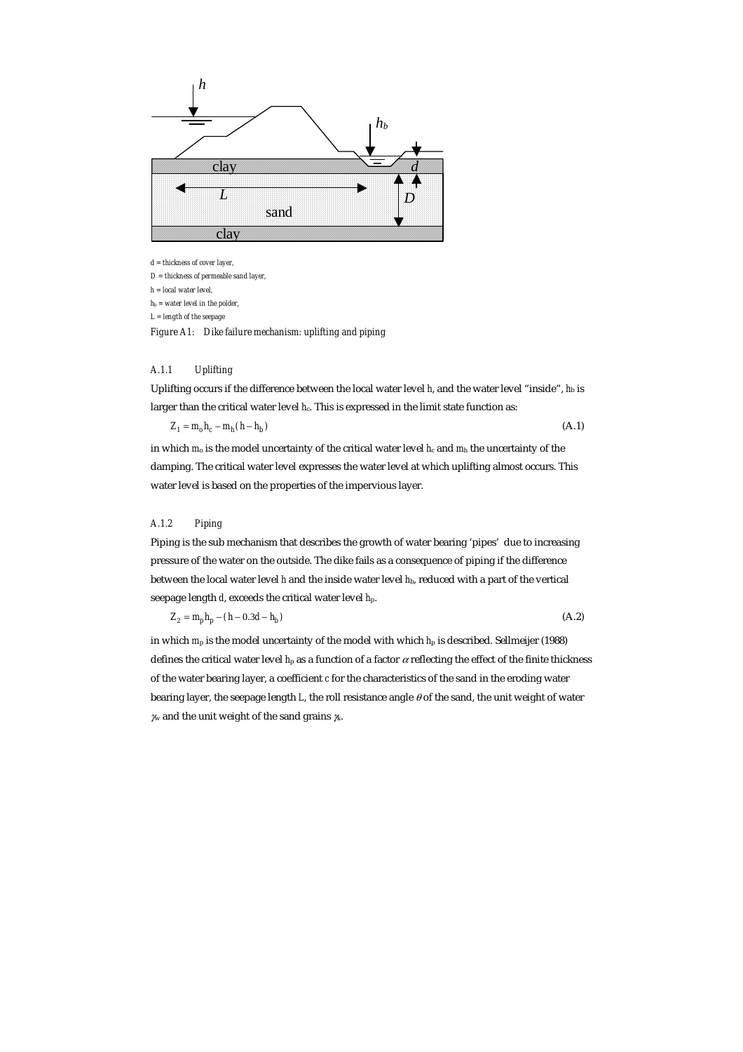d = thickness of cover layer,

D = thickness of permeable sand layer,

h = local water level,

$h_b$ = water level in the polder,

L = length of the seepage

*Figure A1: Dike failure mechanism: uplifting and piping*

### A.1.1 Uplifting

Uplifting occurs if the difference between the local water level h, and the water level "inside", $h_b$ is larger than the critical water level $h_c$. This is expressed in the limit state function as:

$$Z_1 = m_o h_c - m_h (h - h_b) \tag{A.1}$$

in which $m_o$ is the model uncertainty of the critical water level $h_c$ and $m_h$ the uncertainty of the damping. The critical water level expresses the water level at which uplifting almost occurs. This water level is based on the properties of the impervious layer.

### A.1.2 Piping

Piping is the sub mechanism that describes the growth of water bearing 'pipes' due to increasing pressure of the water on the outside. The dike fails as a consequence of piping if the difference between the local water level h and the inside water level $h_b$, reduced with a part of the vertical seepage length d, exceeds the critical water level $h_p$.

$$Z_2 = m_p h_p - (h - 0.3d - h_b) \tag{A.2}$$

in which $m_p$ is the model uncertainty of the model with which $h_p$ is described. Sellmeijer (1988) defines the critical water level $h_p$ as a function of a factor $\alpha$ reflecting the effect of the finite thickness of the water bearing layer, a coefficient $c$ for the characteristics of the sand in the eroding water bearing layer, the seepage length L, the roll resistance angle $\theta$ of the sand, the unit weight of water $\gamma_w$ and the unit weight of the sand grains $\gamma_k$.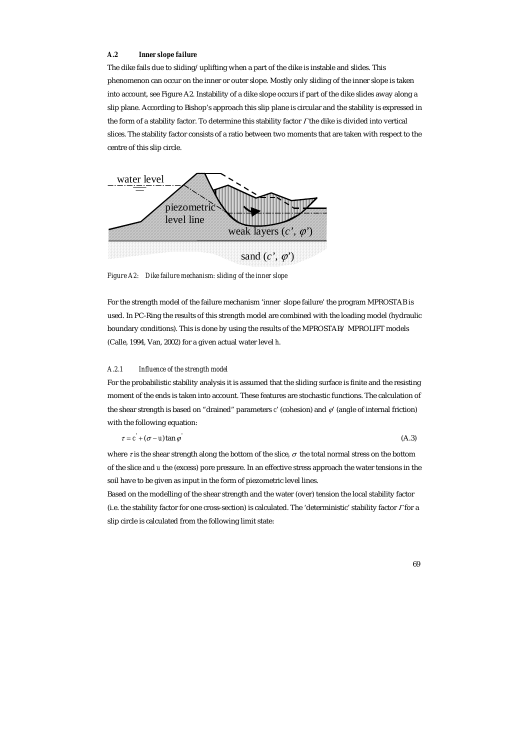### A.2 Inner slope failure

The dike fails due to sliding/uplifting when a part of the dike is instable and slides. This phenomenon can occur on the inner or outer slope. Mostly only sliding of the inner slope is taken into account, see Figure A2. Instability of a dike slope occurs if part of the dike slides away along a slip plane. According to Bishop's approach this slip plane is circular and the stability is expressed in the form of a stability factor. To determine this stability factor $\Gamma$ the dike is divided into vertical slices. The stability factor consists of a ratio between two moments that are taken with respect to the centre of this slip circle.

*Figure A2: Dike failure mechanism: sliding of the inner slope*

For the strength model of the failure mechanism 'inner slope failure' the program MPROSTAB is used. In PC-Ring the results of this strength model are combined with the loading model (hydraulic boundary conditions). This is done by using the results of the MPROSTAB/ MPROLIFT models (Calle, 1994, Van, 2002) for a given actual water level $h$.

#### A.2.1 Influence of the strength model

For the probabilistic stability analysis it is assumed that the sliding surface is finite and the resisting moment of the ends is taken into account. These features are stochastic functions. The calculation of the shear strength is based on "drained" parameters $c'$ (cohesion) and $\varphi'$ (angle of internal friction) with the following equation:

$$\tau = c' + (\sigma - u)\tan\varphi' \tag{A.3}$$

where $\tau$ is the shear strength along the bottom of the slice, $\sigma$ the total normal stress on the bottom of the slice and $u$ the (excess) pore pressure. In an effective stress approach the water tensions in the soil have to be given as input in the form of piezometric level lines.

Based on the modelling of the shear strength and the water (over) tension the local stability factor (i.e. the stability factor for one cross-section) is calculated. The 'deterministic' stability factor $\Gamma$ for a slip circle is calculated from the following limit state: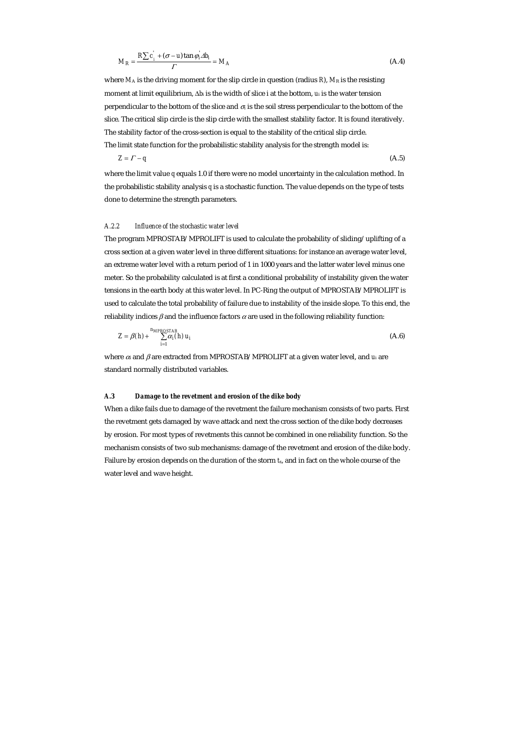$$M_R = \frac{R\sum c_i' + (\sigma - u)\tan\varphi_i' \Delta b_i}{\Gamma} = M_A \tag{A.4}$$

where $M_A$ is the driving moment for the slip circle in question (radius $R$), $M_R$ is the resisting moment at limit equilibrium, $\Delta b_i$ is the width of slice i at the bottom, $u_i$ is the water tension perpendicular to the bottom of the slice and $\sigma_i$ is the soil stress perpendicular to the bottom of the slice. The critical slip circle is the slip circle with the smallest stability factor. It is found iteratively. The stability factor of the cross-section is equal to the stability of the critical slip circle.
The limit state function for the probabilistic stability analysis for the strength model is:

$$Z = \Gamma - q \tag{A.5}$$

where the limit value $q$ equals 1.0 if there were no model uncertainty in the calculation method. In the probabilistic stability analysis $q$ is a stochastic function. The value depends on the type of tests done to determine the strength parameters.

#### *A.2.2 Influence of the stochastic water level*

The program MPROSTAB/MPROLIFT is used to calculate the probability of sliding/uplifting of a cross section at a given water level in three different situations: for instance an average water level, an extreme water level with a return period of 1 in 1000 years and the latter water level minus one meter. So the probability calculated is at first a conditional probability of instability given the water tensions in the earth body at this water level. In PC-Ring the output of MPROSTAB/MPROLIFT is used to calculate the total probability of failure due to instability of the inside slope. To this end, the reliability indices $\beta$ and the influence factors $\alpha$ are used in the following reliability function:

$$Z = \beta(h) + \sum_{i=1}^{n_{MPROSTAB}} \alpha_i(h)\, u_i \tag{A.6}$$

where $\alpha$s and $\beta$ are extracted from MPROSTAB/MPROLIFT at a given water level, and $u_i$ are standard normally distributed variables.

### A.3 Damage to the revetment and erosion of the dike body

When a dike fails due to damage of the revetment the failure mechanism consists of two parts. First the revetment gets damaged by wave attack and next the cross section of the dike body decreases by erosion. For most types of revetments this cannot be combined in one reliability function. So the mechanism consists of two sub mechanisms: damage of the revetment and erosion of the dike body. Failure by erosion depends on the duration of the storm $t_s$, and in fact on the whole course of the water level and wave height.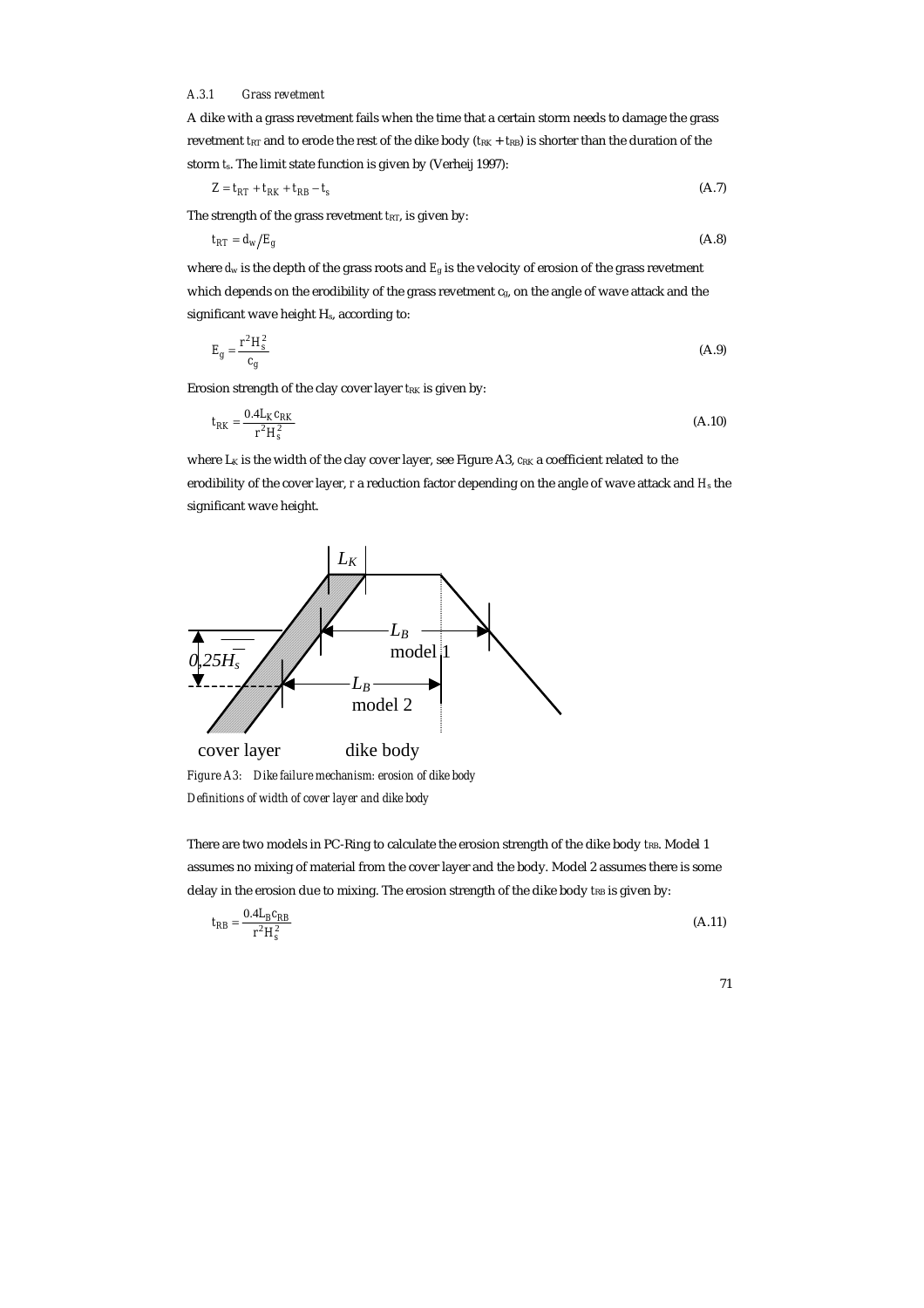### A.3.1 *Grass revetment*

A dike with a grass revetment fails when the time that a certain storm needs to damage the grass revetment $t_{RT}$ and to erode the rest of the dike body ($t_{RK} + t_{RB}$) is shorter than the duration of the storm $t_s$. The limit state function is given by (Verheij 1997):

$$Z = t_{RT} + t_{RK} + t_{RB} - t_s \tag{A.7}$$

The strength of the grass revetment $t_{RT}$, is given by:

$$t_{RT} = d_w / E_g \tag{A.8}$$

where $d_w$ is the depth of the grass roots and $E_g$ is the velocity of erosion of the grass revetment which depends on the erodibility of the grass revetment $c_g$, on the angle of wave attack and the significant wave height $H_s$, according to:

$$E_g = \frac{r^2 H_s^2}{c_g} \tag{A.9}$$

Erosion strength of the clay cover layer $t_{RK}$ is given by:

$$t_{RK} = \frac{0.4 L_K c_{RK}}{r^2 H_s^2} \tag{A.10}$$

where $L_K$ is the width of the clay cover layer, see Figure A3, $c_{RK}$ a coefficient related to the erodibility of the cover layer, $r$ a reduction factor depending on the angle of wave attack and $H_s$ the significant wave height.

*Figure A3: Dike failure mechanism: erosion of dike body*
*Definitions of width of cover layer and dike body*

There are two models in PC-Ring to calculate the erosion strength of the dike body $t_{RB}$. Model 1 assumes no mixing of material from the cover layer and the body. Model 2 assumes there is some delay in the erosion due to mixing. The erosion strength of the dike body $t_{RB}$ is given by:

$$t_{RB} = \frac{0.4 L_B c_{RB}}{r^2 H_s^2} \tag{A.11}$$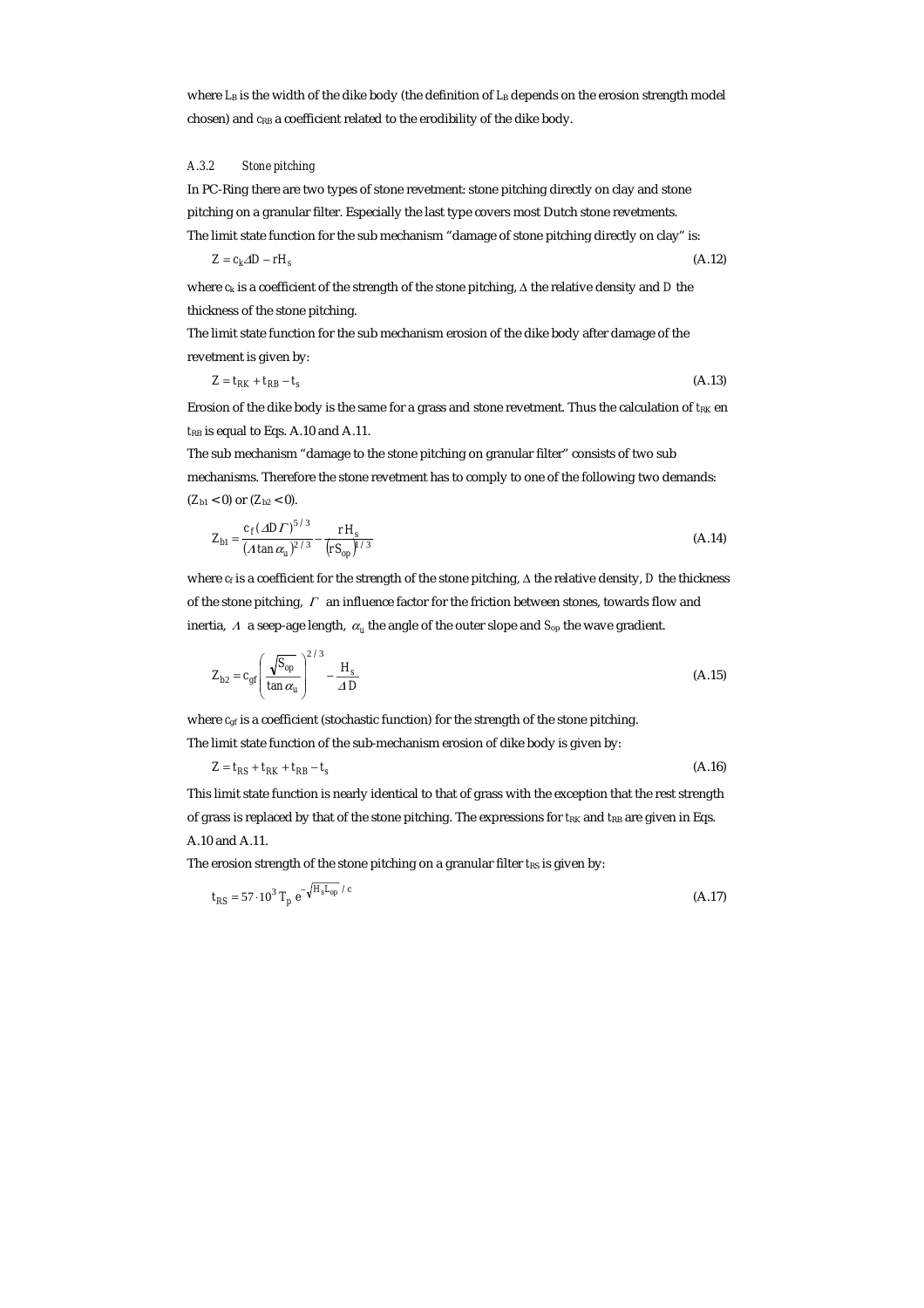where $L_B$ is the width of the dike body (the definition of $L_B$ depends on the erosion strength model chosen) and $c_{RB}$ a coefficient related to the erodibility of the dike body.

### *A.3.2 Stone pitching*

In PC-Ring there are two types of stone revetment: stone pitching directly on clay and stone pitching on a granular filter. Especially the last type covers most Dutch stone revetments.

The limit state function for the sub mechanism "damage of stone pitching directly on clay" is:

$$Z = c_k \Delta D - r H_s \tag{A.12}$$

where $c_k$ is a coefficient of the strength of the stone pitching, $\Delta$ the relative density and $D$ the thickness of the stone pitching.

The limit state function for the sub mechanism erosion of the dike body after damage of the revetment is given by:

$$Z = t_{RK} + t_{RB} - t_s \tag{A.13}$$

Erosion of the dike body is the same for a grass and stone revetment. Thus the calculation of $t_{RK}$ en $t_{RB}$ is equal to Eqs. A.10 and A.11.

The sub mechanism "damage to the stone pitching on granular filter" consists of two sub mechanisms. Therefore the stone revetment has to comply to one of the following two demands: ($Z_{b1} < 0$) or ($Z_{b2} < 0$).

$$Z_{b1} = \frac{c_f (\Delta D \Gamma)^{5/3}}{(\Lambda \tan \alpha_u)^{2/3}} - \frac{r H_s}{(r S_{op})^{1/3}} \tag{A.14}$$

where $c_f$ is a coefficient for the strength of the stone pitching, $\Delta$ the relative density, $D$ the thickness of the stone pitching, $\Gamma$ an influence factor for the friction between stones, towards flow and inertia, $\Lambda$ a seep-age length, $\alpha_u$ the angle of the outer slope and $S_{op}$ the wave gradient.

$$Z_{b2} = c_{gf} \left( \frac{\sqrt{S_{op}}}{\tan \alpha_u} \right)^{2/3} - \frac{H_s}{\Delta D} \tag{A.15}$$

where $c_{gf}$ is a coefficient (stochastic function) for the strength of the stone pitching.

The limit state function of the sub-mechanism erosion of dike body is given by:

$$Z = t_{RS} + t_{RK} + t_{RB} - t_s \tag{A.16}$$

This limit state function is nearly identical to that of grass with the exception that the rest strength of grass is replaced by that of the stone pitching. The expressions for $t_{RK}$ and $t_{RB}$ are given in Eqs. A.10 and A.11.

The erosion strength of the stone pitching on a granular filter $t_{RS}$ is given by:

$$t_{RS} = 57 \cdot 10^3 \, T_p \, e^{-\sqrt{H_s L_{op}} / c} \tag{A.17}$$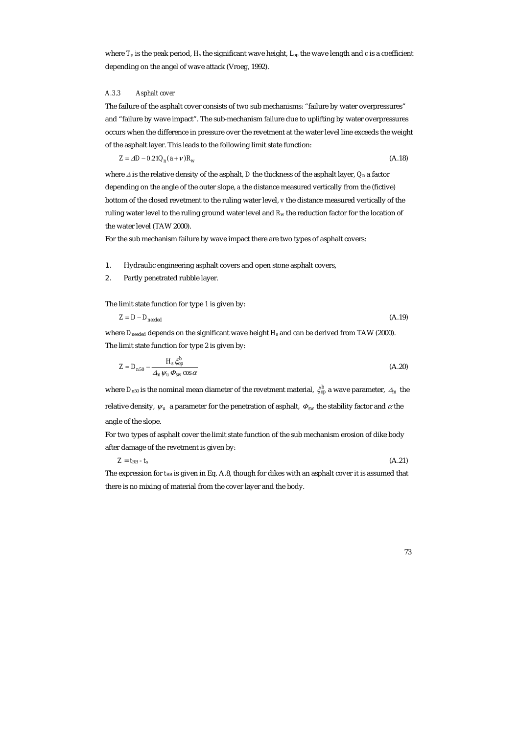where $T_p$ is the peak period, $H_s$ the significant wave height, $L_{op}$ the wave length and $c$ is a coefficient depending on the angel of wave attack (Vroeg, 1992).

### *A.3.3 Asphalt cover*

The failure of the asphalt cover consists of two sub mechanisms: "failure by water overpressures" and "failure by wave impact". The sub-mechanism failure due to uplifting by water overpressures occurs when the difference in pressure over the revetment at the water level line exceeds the weight of the asphalt layer. This leads to the following limit state function:

$$Z = \Delta D - 0.21 Q_n (a + v) R_w \tag{A.18}$$

where $\Delta$ is the relative density of the asphalt, $D$ the thickness of the asphalt layer, $Q_n$ a factor depending on the angle of the outer slope, $a$ the distance measured vertically from the (fictive) bottom of the closed revetment to the ruling water level, $v$ the distance measured vertically of the ruling water level to the ruling ground water level and $R_w$ the reduction factor for the location of the water level (TAW 2000).

For the sub mechanism failure by wave impact there are two types of asphalt covers:

1. Hydraulic engineering asphalt covers and open stone asphalt covers,
2. Partly penetrated rubble layer.

The limit state function for type 1 is given by:

$$Z = D - D_{needed} \tag{A.19}$$

where $D_{needed}$ depends on the significant wave height $H_s$ and can be derived from TAW (2000).

The limit state function for type 2 is given by:

$$Z = D_{n50} - \frac{H_s \xi_{op}^b}{\Delta_m \psi_u \Phi_{sw} \cos\alpha} \tag{A.20}$$

where $D_{n50}$ is the nominal mean diameter of the revetment material, $\xi_{op}^b$ a wave parameter, $\Delta_m$ the relative density, $\psi_u$ a parameter for the penetration of asphalt, $\Phi_{sw}$ the stability factor and $\alpha$ the angle of the slope.

For two types of asphalt cover the limit state function of the sub mechanism erosion of dike body after damage of the revetment is given by:

$$Z = t_{RB} - t_s \tag{A.21}$$

The expression for $t_{RB}$ is given in Eq. A.8, though for dikes with an asphalt cover it is assumed that there is no mixing of material from the cover layer and the body.